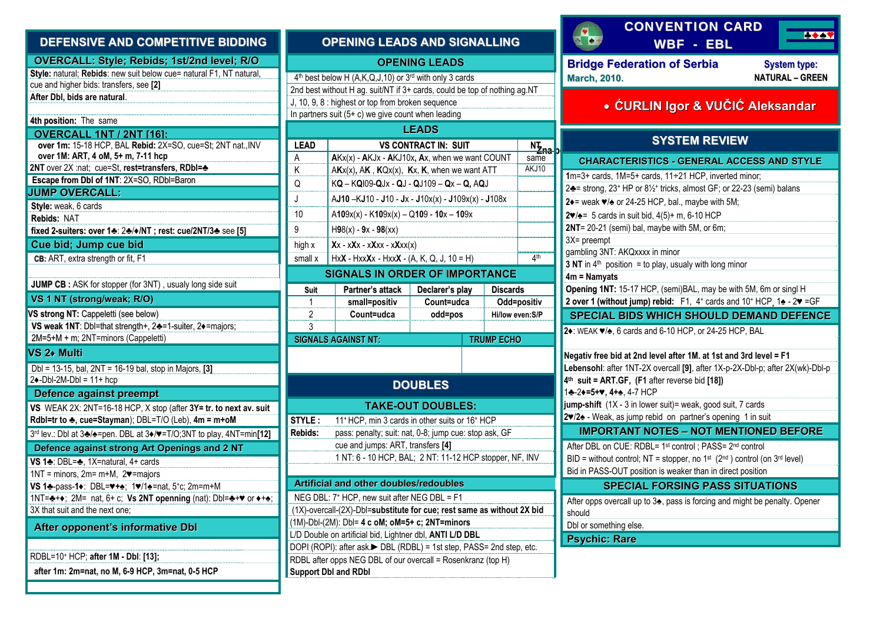# DEFENSIVE AND COMPETITIVE BIDDING

## OVERCALL: Style; Rebids; 1st/2nd level; R/O

**Style:** natural; **Rebids**: new suit below cue= natural F1, NT natural, cue and higher bids: transfers, see **[2]**

**After Dbl, bids are natural**.

**4th position:** The same

## OVERCALL 1NT / 2NT [16]:

**over 1m:** 15-18 HCP, BAL **Rebid:** 2X=SO, cue=St; 2NT nat.,INV

**over 1M: ART, 4 oM, 5+ m, 7-11 hcp**

**2NT** over 2X :nat; cue=St, **rest=transfers, RDbl=♣**

**Escape from Dbl of 1NT**: 2X=SO, RDbl=Baron

## JUMP OVERCALL:

**Style:** weak, 6 cards

**Rebids:** NAT

**fixed 2-suiters: over 1♠**: 2♣/♦/NT ; **rest: cue/2NT/3♣** see **[5]**

## Cue bid; Jump cue bid

**CB:** ART, extra strength or fit, F1

**JUMP CB :** ASK for stopper (for 3NT) , usualy long side suit

## VS 1 NT (strong/weak; R/O)

**VS strong NT:** Cappeletti (see below)

**VS weak 1NT**: Dbl=that strength+, 2♣=1-suiter, 2♦=majors;

2M=5+M + m; 2NT=minors (Cappeletti)

## VS 2♦ Multi

Dbl = 13-15, bal, 2NT = 16-19 bal, stop in Majors, **[3]**

2♦-Dbl-2M-Dbl = 11+ hcp

## Defence against preempt

**VS** WEAK 2X: 2NT=16-18 HCP, X stop (after **3Y= tr. to next av. suit Rdbl=tr to ♣, cue=Stayman**); DBL=T/O (Leb), **4m = m+oM**

3rd lev.: Dbl at 3♣/♠=pen. DBL at 3♦/♥=T/O;3NT to play, 4NT=min**[12]**

## Defence against strong Art Openings and 2 NT

**VS 1♣**: DBL=♣, 1X=natural, 4+ cards

1NT = minors, 2m= m+M, 2♥=majors

**VS 1♣-pass-1♦**: DBL=♥+♠; 1♥/1♠=nat, 5+c; 2m=m+M

1NT=♣+♦; 2M= nat, 6+ c; **Vs 2NT openning** (nat): Dbl=♣+♥ or ♦+♠; 3X that suit and the next one;

## After opponent's informative Dbl

RDBL=10+ HCP; **after 1M - Dbl**: **[13];**

**after 1m: 2m=nat, no M, 6-9 HCP, 3m=nat, 0-5 HCP**

# OPENING LEADS AND SIGNALLING

## OPENING LEADS

4th best below H (A,K,Q,J,10) or 3rd with only 3 cards

2nd best without H ag. suit/NT if 3+ cards, could be top of nothing ag.NT

J, 10, 9, 8 : highest or top from broken sequence

In partners suit (5+ c) we give count when leading

## LEADS

| LEAD | VS CONTRACT IN: SUIT | NT |
|---|---|---|
| A | **A**Kx(x) - **A**KJx - **A**KJ10x, **A**x, when we want COUNT | same |
| K | A**K**x(x), A**K** , **K**Qx(x), **K**x, **K**, when we want ATT | AKJ10 |
| Q | K**Q** – KQI09-**Q**Jx - **Q**J - **Q**J109 – **Q**x – **Q**, A**Q**J | |
| J | AJ**10** –KJ10 - **J**10 - **J**x - **J**10x(x) - **J**109x(x) - **J**108x | |
| 10 | A**10**9x(x) - K**10**9x(x) – Q**10**9 - **10**x – **10**9x | |
| 9 | H**9**8(x) - **9**x - **9**8(xx) | |
| high x | **X**x - x**X**x - x**X**xx - x**X**xx(x) | |
| small x | Hx**X** - Hxx**X**x - Hxx**X** - (A, K, Q, J, 10 = H) | 4th |

## SIGNALS IN ORDER OF IMPORTANCE

| Suit | Partner's attack | Declarer's play | Discards |
|---|---|---|---|
| 1 | small=positiv | Count=udca | Odd=positiv |
| 2 | Count=udca | odd=pos | Hi/low even:S/P |
| 3 | | | |

| SIGNALS AGAINST NT: | TRUMP ECHO |
|---|---|
| | |

# DOUBLES

## TAKE-OUT DOUBLES:

**STYLE :** 11+ HCP, min 3 cards in other suits or 16+ HCP

**Rebids:** pass: penalty; suit: nat, 0-8; jump cue: stop ask, GF

cue and jumps: ART, transfers **[4]**

1 NT: 6 - 10 HCP, BAL; 2 NT: 11-12 HCP stopper, NF, INV

## Artificial and other doubles/redoubles

NEG DBL: 7+ HCP, new suit after NEG DBL = F1

(1X)-overcall-(2X)-Dbl=**substitute for cue; rest same as without 2X bid**

(1M)-Dbl-(2M): Dbl= **4 c oM; oM=5+ c; 2NT=minors**

L/D Double on artificial bid, Lightner dbl, **ANTI L/D DBL**

DOPI (ROPI): after ask.► DBL (RDBL) = 1st step, PASS= 2nd step, etc.

RDBL after opps NEG DBL of our overcall = Rosenkranz (top H)

**Support Dbl and RDbl**

# CONVENTION CARD WBF - EBL

**Bridge Federation of Serbia** — **System type: NATURAL – GREEN**

**March, 2010.**

- **ĆURLIN Igor & VUČIĆ Aleksandar**

# SYSTEM REVIEW

## CHARACTERISTICS - GENERAL ACCESS AND STYLE

1m=3+ cards, 1M=5+ cards, 11÷21 HCP, inverted minor;

2♣= strong, 23+ HP or 8½+ tricks, almost GF; or 22-23 (semi) balans

**2♦**= weak ♥/♠ or 24-25 HCP, bal., maybe with 5M;

**2♥/♠**= 5 cards in suit bid, 4(5)+ m, 6-10 HCP

**2NT**= 20-21 (semi) bal, maybe with 5M, or 6m;

3X= preempt

gambling 3NT: AKQxxxx in minor

**3 NT** in 4th position = to play, usualy with long minor

**4m = Namyats**

**Opening 1NT:** 15-17 HCP, (semi)BAL, may be with 5M, 6m or singl H

**2 over 1 (without jump) rebid:** F1, 4+ cards and 10+ HCP, **1♠ - 2♥** =GF

## SPECIAL BIDS WHICH SHOULD DEMAND DEFENCE

**2♦**: WEAK ♥/♠, 6 cards and 6-10 HCP, or 24-25 HCP, BAL

**Negativ free bid at 2nd level after 1M. at 1st and 3rd level = F1**

**Lebensohl**: after 1NT-2X overcall **[9]**, after 1X-p-2X-Dbl-p; after 2X(wk)-Dbl-p

**4th suit = ART.GF, (F1** after reverse bid **[18])**

1♣-2♦=5+♥, 4+♠, 4-7 HCP

**jump-shift** (1X - 3 in lower suit)= weak, good suit, 7 cards

**2♥/2♠** - Weak, as jump rebid on partner's opening 1 in suit

## IMPORTANT NOTES – NOT MENTIONED BEFORE

After DBL on CUE: RDBL= 1st control ; PASS= 2nd control

BID = without control; NT = stopper, no 1st (2nd ) control (on 3rd level)

Bid in PASS-OUT position is weaker than in direct position

## SPECIAL FORSING PASS SITUATIONS

After opps overcall up to 3♠, pass is forcing and might be penalty. Opener should

Dbl or something else.

## Psychic: Rare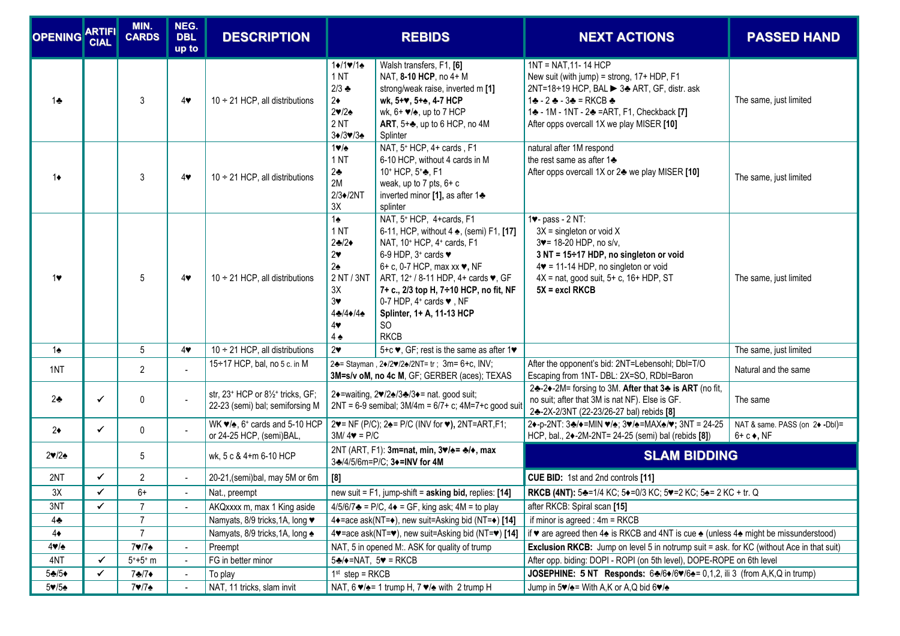| OPENING | ARTIFICIAL | MIN. CARDS | NEG. DBL up to | DESCRIPTION | REBIDS | | NEXT ACTIONS | PASSED HAND |
|---|---|---|---|---|---|---|---|---|
| 1♣ | | 3 | 4♥ | 10 ÷ 21 HCP, all distributions | 1♦/1♥/1♠<br>1 NT<br>2/3 ♣<br>2♦<br>2♥/2♠<br>2 NT<br>3♦/3♥/3♠ | Walsh transfers, F1, [6]<br>NAT, **8-10 HCP**, no 4+ M<br>strong/weak raise, inverted m [1]<br>**wk, 5+♥, 5+♠, 4-7 HCP**<br>wk, 6+ ♥/♠, up to 7 HCP<br>**ART**, 5+♣, up to 6 HCP, no 4M<br>Splinter | 1NT = NAT,11- 14 HCP<br>New suit (with jump) = strong, 17+ HDP, F1<br>2NT=18÷19 HCP, BAL ► 3♣ ART, GF, distr. ask<br>1♣ - 2 ♣ - 3♣ = RKCB ♣<br>1♣ - 1M - 1NT - 2♣ =ART, F1, Checkback [7]<br>After opps overcall 1X we play MISER [10] | The same, just limited |
| 1♦ | | 3 | 4♥ | 10 ÷ 21 HCP, all distributions | 1♥/♠<br>1 NT<br>2♣<br>2M<br>2/3♦/2NT<br>3X | NAT, 5+ HCP, 4+ cards , F1<br>6-10 HCP, without 4 cards in M<br>10+ HCP, 5+♣, F1<br>weak, up to 7 pts, 6+ c<br>inverted minor [1], as after 1♣<br>splinter | natural after 1M respond<br>the rest same as after 1♣<br>After opps overcall 1X or 2♣ we play MISER [10] | The same, just limited |
| 1♥ | | 5 | 4♥ | 10 ÷ 21 HCP, all distributions | 1♠<br>1 NT<br>2♣/2♦<br>2♥<br>2♠<br>2 NT / 3NT<br>3X<br>3♥<br>4♣/4♦/4♠<br>4♥<br>4 ♠ | NAT, 5+ HCP, 4+cards, F1<br>6-11, HCP, without 4 ♠, (semi) F1, [17]<br>NAT, 10+ HCP, 4+ cards, F1<br>6-9 HDP, 3+ cards ♥<br>6+ c, 0-7 HCP, max xx ♥, NF<br>ART, 12+ / 8-11 HDP, 4+ cards ♥, GF<br>**7+ c., 2/3 top H, 7÷10 HCP, no fit, NF**<br>0-7 HDP, 4+ cards ♥ , NF<br>**Splinter, 1+ A, 11-13 HCP**<br>SO<br>RKCB | 1♥- pass - 2 NT:<br>3X = singleton or void X<br>3♥= 18-20 HDP, no s/v,<br>**3 NT = 15÷17 HDP, no singleton or void**<br>4♥ = 11-14 HDP, no singleton or void<br>4X = nat, good suit, 5+ c, 16+ HDP, ST<br>**5X = excl RKCB** | The same, just limited |
| 1♠ | | 5 | 4♥ | 10 ÷ 21 HCP, all distributions | 2♥ | 5+c ♥, GF; rest is the same as after 1♥ | | The same, just limited |
| 1NT | | 2 | - | 15÷17 HCP, bal, no 5 c. in M | 2♣= Stayman , 2♦/2♥/2♠/2NT= tr ; 3m= 6+c, INV;<br>**3M=s/v oM, no 4c M**, GF; GERBER (aces); TEXAS | | After the opponent's bid: 2NT=Lebensohl; Dbl=T/O<br>Escaping from 1NT- DBL: 2X=SO, RDbl=Baron | Natural and the same |
| 2♣ | ✓ | 0 | - | str, 23+ HCP or 8½+ tricks, GF;<br>22-23 (semi) bal; semiforsing M | 2♦=waiting, 2♥/2♠/3♣/3♦= nat. good suit;<br>2NT = 6-9 semibal; 3M/4m = 6/7+ c; 4M=7+c good suit | | 2♣-2♦-2M= forsing to 3M. **After that 3♣ is ART** (no fit, no suit; after that 3M is nat NF). Else is GF.<br>2♣-2X-2/3NT (22-23/26-27 bal) rebids **[8]** | The same |
| 2♦ | ✓ | 0 | - | WK ♥/♠, 6+ cards and 5-10 HCP or 24-25 HCP, (semi)BAL, | 2♥= NF (P/C); 2♠= P/C (INV for ♥), 2NT=ART,F1;<br>3M/ 4♥ = P/C | | 2♦-p-2NT: 3♣/♦=MIN ♥/♠; 3♥/♠=MAX♠/♥; 3NT = 24-25 HCP, bal., 2♦-2M-2NT= 24-25 (semi) bal (rebids **[8]**) | NAT & same. PASS (on 2♦ -Dbl)= 6+ c ♦, NF |
| 2♥/2♠ | | 5 | | wk, 5 c & 4+m 6-10 HCP | 2NT (ART, F1): **3m=nat, min, 3♥/♠= ♣/♦, max**<br>3♣/4/5/6m=P/C; **3♦=INV for 4M** | | **SLAM BIDDING** | |
| 2NT | ✓ | 2 | - | 20-21,(semi)bal, may 5M or 6m | **[8]** | | **CUE BID:** 1st and 2nd controls **[11]** | |
| 3X | ✓ | 6+ | - | Nat., preempt | new suit = F1, jump-shift = **asking bid,** replies: **[14]** | | **RKCB (4NT):** 5♣=1/4 KC; 5♦=0/3 KC; 5♥=2 KC; 5♠= 2 KC + tr. Q | |
| 3NT | ✓ | 7 | - | AKQxxxx m, max 1 King aside | 4/5/6/7♣ = P/C, 4♦ = GF, king ask; 4M = to play | | after RKCB: Spiral scan **[15]** | |
| 4♣ | | 7 | | Namyats, 8/9 tricks,1A, long ♥ | 4♦=ace ask(NT=♦), new suit=Asking bid (NT=♦) **[14]** | | if minor is agreed : 4m = RKCB | |
| 4♦ | | 7 | | Namyats, 8/9 tricks,1A, long ♠ | 4♥=ace ask(NT=♥), new suit=Asking bid (NT=♥) **[14]** | | if ♥ are agreed then 4♠ is RKCB and 4NT is cue ♠ (unless 4♠ might be missunderstood) | |
| 4♥/♠ | | 7♥/7♠ | - | Preempt | NAT, 5 in opened M:. ASK for quality of trump | | **Exclusion RKCB:** Jump on level 5 in notrump suit = ask. for KC (without Ace in that suit) | |
| 4NT | ✓ | 5++5+ m | - | FG in better minor | 5♣/♦=NAT, 5♥ = RKCB | | After opp. biding: DOPI - ROPI (on 5th level), DOPE-ROPE on 6th level | |
| 5♣/5♦ | ✓ | 7♣/7♦ | - | To play | 1st step = RKCB | | **JOSEPHINE: 5 NT Responds:** 6♣/6♦/6♥/6♠= 0,1,2, ili 3 (from A,K,Q in trump) | |
| 5♥/5♠ | | 7♥/7♠ | - | NAT, 11 tricks, slam invit | NAT, 6 ♥/♠= 1 trump H, 7 ♥/♠ with 2 trump H | | Jump in 5♥/♠= With A,K or A,Q bid 6♥/♠ | |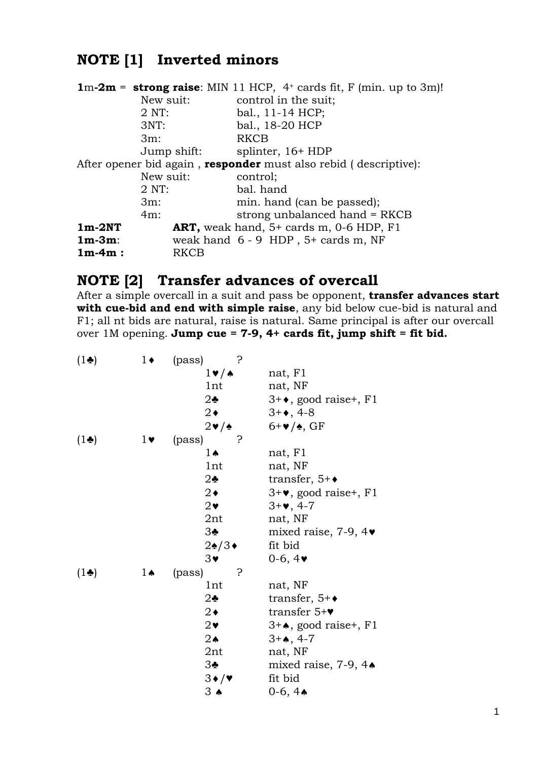## NOTE [1] Inverted minors

**1**m-**2m** = **strong raise**: MIN 11 HCP, 4⁺ cards fit, F (min. up to 3m)!

| | |
|---|---|
| New suit: | control in the suit; |
| 2 NT: | bal., 11-14 HCP; |
| 3NT: | bal., 18-20 HCP |
| 3m: | RKCB |
| Jump shift: | splinter, 16+ HDP |

After opener bid again , **responder** must also rebid ( descriptive):

| | |
|---|---|
| New suit: | control; |
| 2 NT: | bal. hand |
| 3m: | min. hand (can be passed); |
| 4m: | strong unbalanced hand = RKCB |

**1m-2NT** **ART,** weak hand, 5+ cards m, 0-6 HDP, F1

**1m-3m**: weak hand 6 - 9 HDP , 5+ cards m, NF

**1m-4m :** RKCB

## NOTE [2] Transfer advances of overcall

After a simple overcall in a suit and pass be opponent, **transfer advances start with cue-bid and end with simple raise**, any bid below cue-bid is natural and F1; all nt bids are natural, raise is natural. Same principal is after our overcall over 1M opening. **Jump cue = 7-9, 4+ cards fit, jump shift = fit bid.**

| | | | | |
|---|---|---|---|---|
| (1♣) | 1♦ | (pass) | ? | |
| | | | 1♥/♠ | nat, F1 |
| | | | 1nt | nat, NF |
| | | | 2♣ | 3+♦, good raise+, F1 |
| | | | 2♦ | 3+♦, 4-8 |
| | | | 2♥/♠ | 6+♥/♠, GF |
| (1♣) | 1♥ | (pass) | ? | |
| | | | 1♠ | nat, F1 |
| | | | 1nt | nat, NF |
| | | | 2♣ | transfer, 5+♦ |
| | | | 2♦ | 3+♥, good raise+, F1 |
| | | | 2♥ | 3+♥, 4-7 |
| | | | 2nt | nat, NF |
| | | | 3♣ | mixed raise, 7-9, 4♥ |
| | | | 2♠/3♦ | fit bid |
| | | | 3♥ | 0-6, 4♥ |
| (1♣) | 1♠ | (pass) | ? | |
| | | | 1nt | nat, NF |
| | | | 2♣ | transfer, 5+♦ |
| | | | 2♦ | transfer 5+♥ |
| | | | 2♥ | 3+♠, good raise+, F1 |
| | | | 2♠ | 3+♠, 4-7 |
| | | | 2nt | nat, NF |
| | | | 3♣ | mixed raise, 7-9, 4♠ |
| | | | 3♦/♥ | fit bid |
| | | | 3 ♠ | 0-6, 4♠ |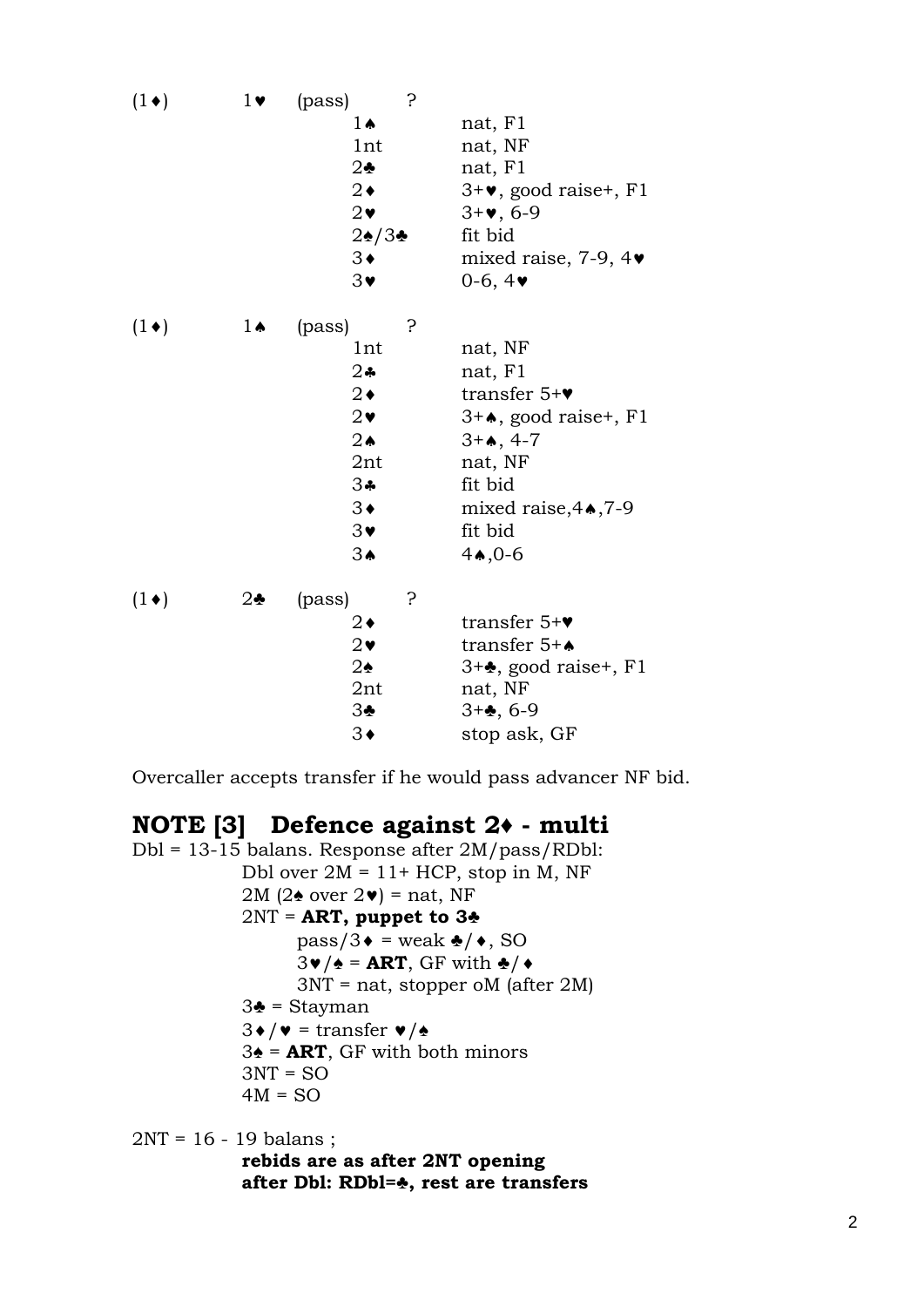| | | | | |
|---|---|---|---|---|
| (1♦) | 1♥ | (pass) | ? | |
| | | | 1♠ | nat, F1 |
| | | | 1nt | nat, NF |
| | | | 2♣ | nat, F1 |
| | | | 2♦ | 3+♥, good raise+, F1 |
| | | | 2♥ | 3+♥, 6-9 |
| | | | 2♠/3♣ | fit bid |
| | | | 3♦ | mixed raise, 7-9, 4♥ |
| | | | 3♥ | 0-6, 4♥ |

| | | | | |
|---|---|---|---|---|
| (1♦) | 1♠ | (pass) | ? | |
| | | | 1nt | nat, NF |
| | | | 2♣ | nat, F1 |
| | | | 2♦ | transfer 5+♥ |
| | | | 2♥ | 3+♠, good raise+, F1 |
| | | | 2♠ | 3+♠, 4-7 |
| | | | 2nt | nat, NF |
| | | | 3♣ | fit bid |
| | | | 3♦ | mixed raise,4♠,7-9 |
| | | | 3♥ | fit bid |
| | | | 3♠ | 4♠,0-6 |

| | | | | |
|---|---|---|---|---|
| (1♦) | 2♣ | (pass) | ? | |
| | | | 2♦ | transfer 5+♥ |
| | | | 2♥ | transfer 5+♠ |
| | | | 2♠ | 3+♣, good raise+, F1 |
| | | | 2nt | nat, NF |
| | | | 3♣ | 3+♣, 6-9 |
| | | | 3♦ | stop ask, GF |

Overcaller accepts transfer if he would pass advancer NF bid.

## NOTE [3] Defence against 2♦ - multi

Dbl = 13-15 balans. Response after 2M/pass/RDbl:

- Dbl over 2M = 11+ HCP, stop in M, NF
- 2M (2♠ over 2♥) = nat, NF
- 2NT = **ART, puppet to 3♣**
  - pass/3♦ = weak ♣/♦, SO
  - 3♥/♠ = **ART**, GF with ♣/♦
  - 3NT = nat, stopper oM (after 2M)
- 3♣ = Stayman
- 3♦/♥ = transfer ♥/♠
- 3♠ = **ART**, GF with both minors
- 3NT = SO
- 4M = SO

2NT = 16 - 19 balans ;

**rebids are as after 2NT opening**
**after Dbl: RDbl=♣, rest are transfers**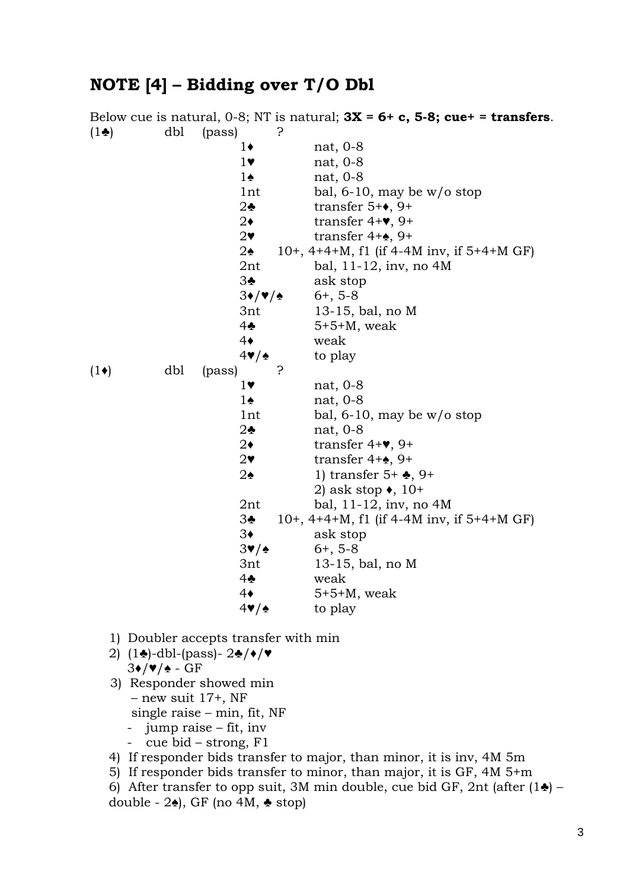## NOTE [4] – Bidding over T/O Dbl

Below cue is natural, 0-8; NT is natural; **3X = 6+ c, 5-8; cue+ = transfers**.

| | | | | |
|---|---|---|---|---|
| (1♣) | dbl | (pass) | ? | |
| | | | 1♦ | nat, 0-8 |
| | | | 1♥ | nat, 0-8 |
| | | | 1♠ | nat, 0-8 |
| | | | 1nt | bal, 6-10, may be w/o stop |
| | | | 2♣ | transfer 5+♦, 9+ |
| | | | 2♦ | transfer 4+♥, 9+ |
| | | | 2♥ | transfer 4+♠, 9+ |
| | | | 2♠ | 10+, 4+4+M, f1 (if 4-4M inv, if 5+4+M GF) |
| | | | 2nt | bal, 11-12, inv, no 4M |
| | | | 3♣ | ask stop |
| | | | 3♦/♥/♠ | 6+, 5-8 |
| | | | 3nt | 13-15, bal, no M |
| | | | 4♣ | 5+5+M, weak |
| | | | 4♦ | weak |
| | | | 4♥/♠ | to play |
| (1♦) | dbl | (pass) | ? | |
| | | | 1♥ | nat, 0-8 |
| | | | 1♠ | nat, 0-8 |
| | | | 1nt | bal, 6-10, may be w/o stop |
| | | | 2♣ | nat, 0-8 |
| | | | 2♦ | transfer 4+♥, 9+ |
| | | | 2♥ | transfer 4+♠, 9+ |
| | | | 2♠ | 1) transfer 5+ ♣, 9+<br>2) ask stop ♦, 10+ |
| | | | 2nt | bal, 11-12, inv, no 4M |
| | | | 3♣ | 10+, 4+4+M, f1 (if 4-4M inv, if 5+4+M GF) |
| | | | 3♦ | ask stop |
| | | | 3♥/♠ | 6+, 5-8 |
| | | | 3nt | 13-15, bal, no M |
| | | | 4♣ | weak |
| | | | 4♦ | 5+5+M, weak |
| | | | 4♥/♠ | to play |

1) Doubler accepts transfer with min
2) (1♣)-dbl-(pass)- 2♣/♦/♥
   3♦/♥/♠ - GF
3) Responder showed min
   – new suit 17+, NF
   single raise – min, fit, NF
   - jump raise – fit, inv
   - cue bid – strong, F1
4) If responder bids transfer to major, than minor, it is inv, 4M 5m
5) If responder bids transfer to minor, than major, it is GF, 4M 5+m
6) After transfer to opp suit, 3M min double, cue bid GF, 2nt (after (1♣) – double - 2♠), GF (no 4M, ♣ stop)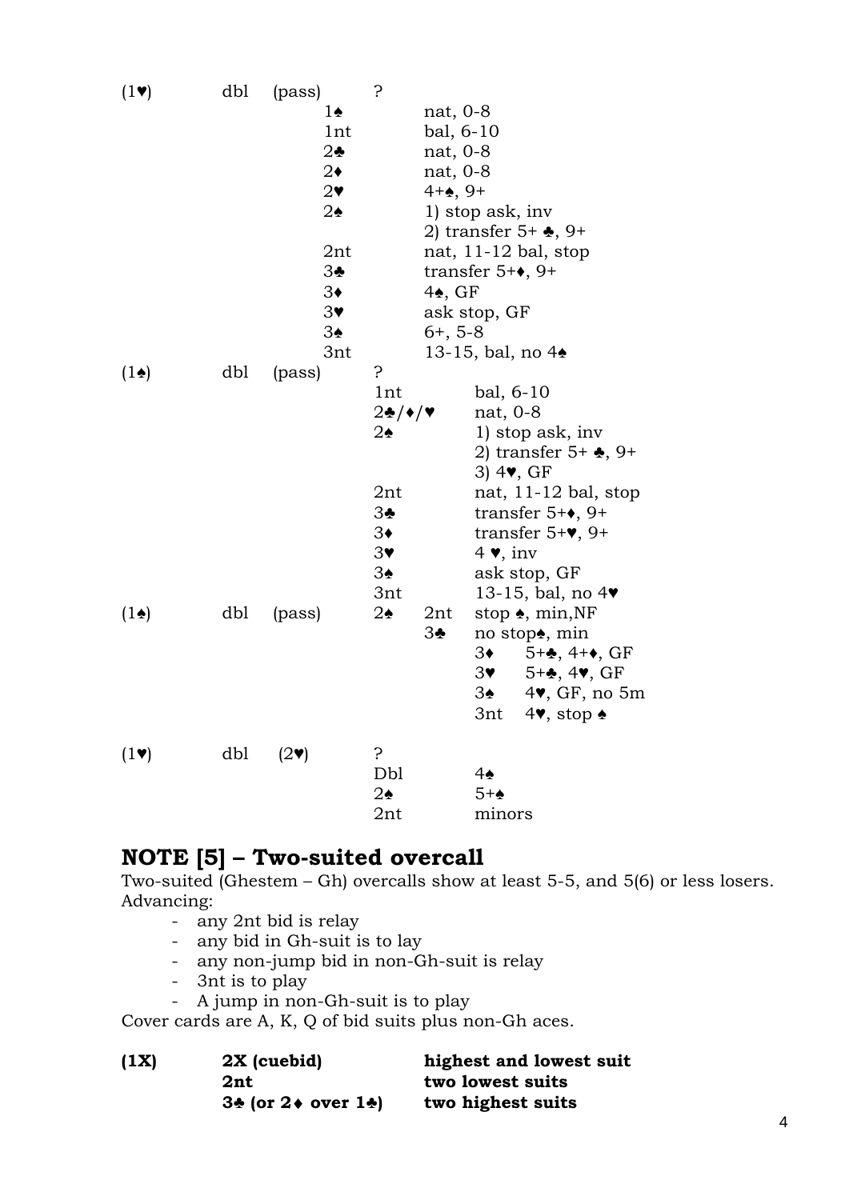| | | | | | |
|---|---|---|---|---|---|
| (1♥) | dbl | (pass) | ? | | |
| | | | 1♠ | nat, 0-8 | |
| | | | 1nt | bal, 6-10 | |
| | | | 2♣ | nat, 0-8 | |
| | | | 2♦ | nat, 0-8 | |
| | | | 2♥ | 4+♠, 9+ | |
| | | | 2♠ | 1) stop ask, inv | |
| | | | | 2) transfer 5+ ♣, 9+ | |
| | | | 2nt | nat, 11-12 bal, stop | |
| | | | 3♣ | transfer 5+♦, 9+ | |
| | | | 3♦ | 4♠, GF | |
| | | | 3♥ | ask stop, GF | |
| | | | 3♠ | 6+, 5-8 | |
| | | | 3nt | 13-15, bal, no 4♠ | |
| (1♠) | dbl | (pass) | ? | | |
| | | | 1nt | | bal, 6-10 |
| | | | 2♣/♦/♥ | | nat, 0-8 |
| | | | 2♠ | | 1) stop ask, inv |
| | | | | | 2) transfer 5+ ♣, 9+ |
| | | | | | 3) 4♥, GF |
| | | | 2nt | | nat, 11-12 bal, stop |
| | | | 3♣ | | transfer 5+♦, 9+ |
| | | | 3♦ | | transfer 5+♥, 9+ |
| | | | 3♥ | | 4 ♥, inv |
| | | | 3♠ | | ask stop, GF |
| | | | 3nt | | 13-15, bal, no 4♥ |
| (1♠) | dbl | (pass) | 2♠ | 2nt | stop ♠, min,NF |
| | | | | 3♣ | no stop♠, min |
| | | | | | 3♦ 5+♣, 4+♦, GF |
| | | | | | 3♥ 5+♣, 4♥, GF |
| | | | | | 3♠ 4♥, GF, no 5m |
| | | | | | 3nt 4♥, stop ♠ |
| (1♥) | dbl | (2♥) | ? | | |
| | | | Dbl | | 4♠ |
| | | | 2♠ | | 5+♠ |
| | | | 2nt | | minors |

## NOTE [5] – Two-suited overcall

Two-suited (Ghestem – Gh) overcalls show at least 5-5, and 5(6) or less losers. Advancing:

- any 2nt bid is relay
- any bid in Gh-suit is to lay
- any non-jump bid in non-Gh-suit is relay
- 3nt is to play
- A jump in non-Gh-suit is to play

Cover cards are A, K, Q of bid suits plus non-Gh aces.

| | | |
|---|---|---|
| **(1X)** | **2X (cuebid)** | **highest and lowest suit** |
| | **2nt** | **two lowest suits** |
| | **3♣ (or 2♦ over 1♣)** | **two highest suits** |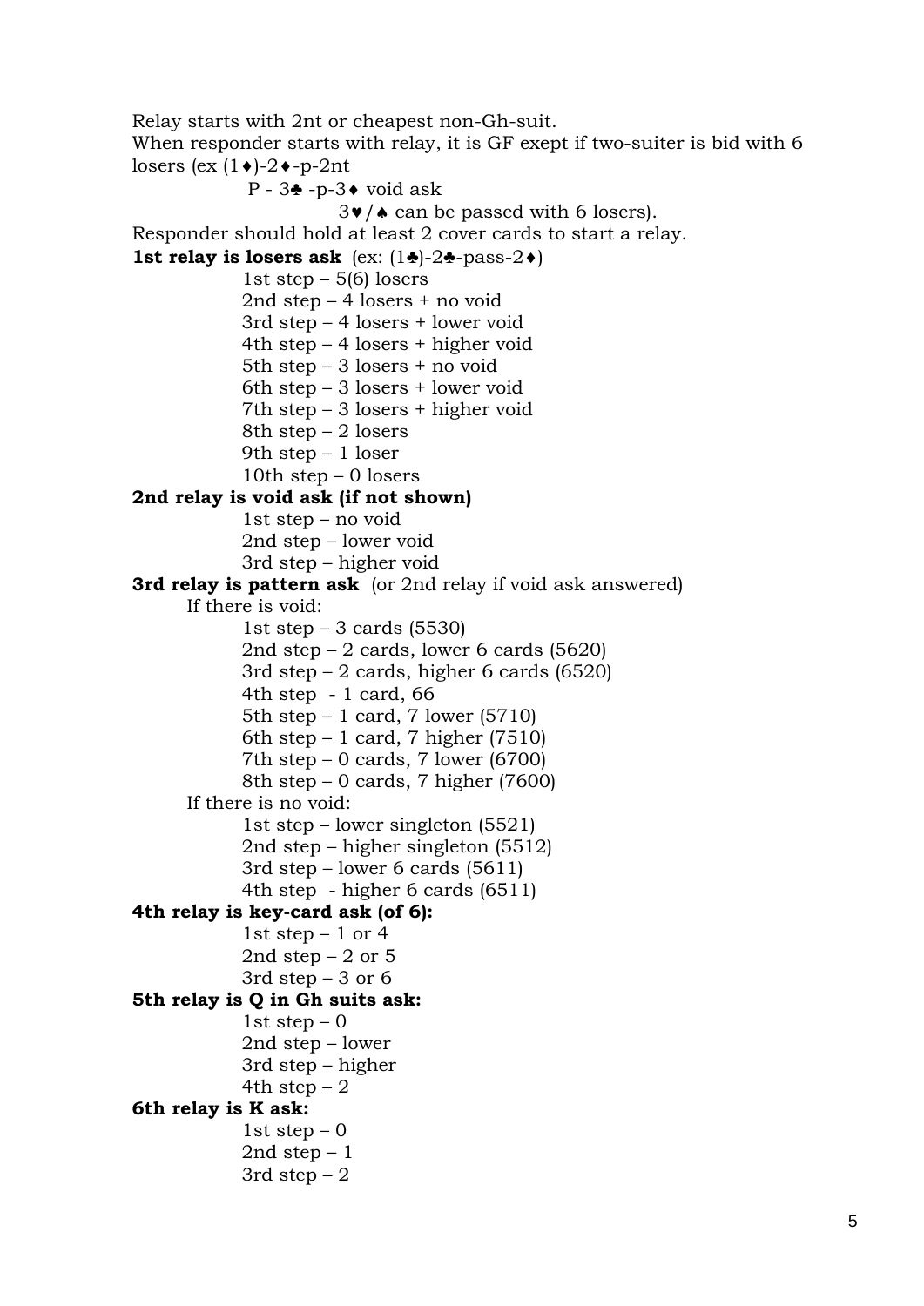Relay starts with 2nt or cheapest non-Gh-suit.

When responder starts with relay, it is GF exept if two-suiter is bid with 6 losers (ex (1♦)-2♦-p-2nt

P - 3♣ -p-3♦ void ask

3♥/♠ can be passed with 6 losers).

Responder should hold at least 2 cover cards to start a relay.

**1st relay is losers ask** (ex: (1♣)-2♣-pass-2♦)

- 1st step – 5(6) losers
- 2nd step – 4 losers + no void
- 3rd step – 4 losers + lower void
- 4th step – 4 losers + higher void
- 5th step – 3 losers + no void
- 6th step – 3 losers + lower void
- 7th step – 3 losers + higher void
- 8th step – 2 losers
- 9th step – 1 loser
- 10th step – 0 losers

**2nd relay is void ask (if not shown)**

- 1st step – no void
- 2nd step – lower void
- 3rd step – higher void

**3rd relay is pattern ask** (or 2nd relay if void ask answered)

If there is void:

- 1st step – 3 cards (5530)
- 2nd step – 2 cards, lower 6 cards (5620)
- 3rd step – 2 cards, higher 6 cards (6520)
- 4th step - 1 card, 66
- 5th step – 1 card, 7 lower (5710)
- 6th step – 1 card, 7 higher (7510)
- 7th step – 0 cards, 7 lower (6700)
- 8th step – 0 cards, 7 higher (7600)

If there is no void:

- 1st step – lower singleton (5521)
- 2nd step – higher singleton (5512)
- 3rd step – lower 6 cards (5611)
- 4th step - higher 6 cards (6511)

**4th relay is key-card ask (of 6):**

- 1st step – 1 or 4
- 2nd step – 2 or 5
- 3rd step – 3 or 6

**5th relay is Q in Gh suits ask:**

- 1st step – 0
- 2nd step – lower
- 3rd step – higher
- 4th step – 2

**6th relay is K ask:**

- 1st step – 0
- 2nd step – 1
- 3rd step – 2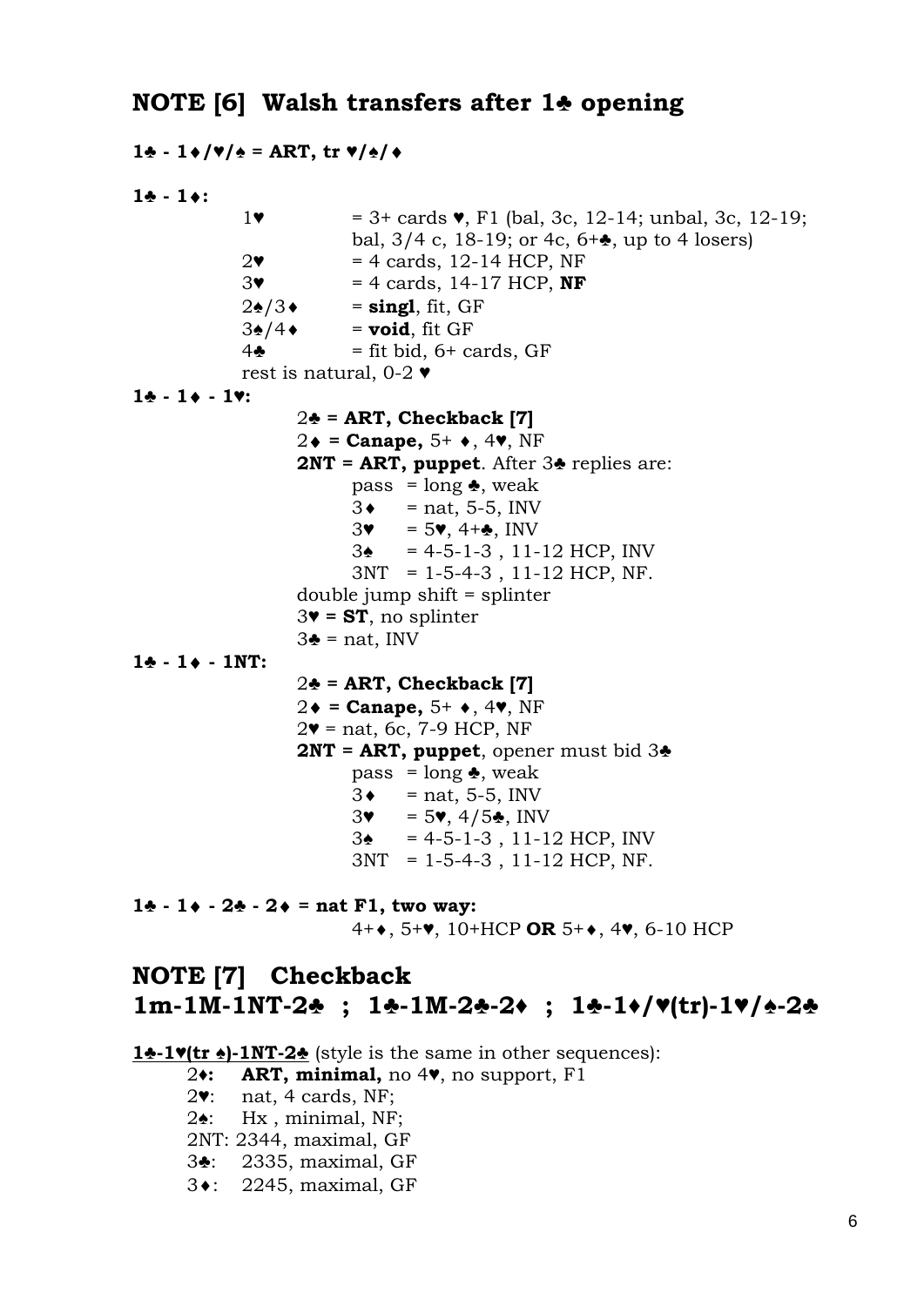## NOTE [6] Walsh transfers after 1♣ opening

**1♣ - 1♦/♥/♠ = ART, tr ♥/♠/♦**

**1♣ - 1♦:**

- 1♥ = 3+ cards ♥, F1 (bal, 3c, 12-14; unbal, 3c, 12-19; bal, 3/4 c, 18-19; or 4c, 6+♣, up to 4 losers)
- 2♥ = 4 cards, 12-14 HCP, NF
- 3♥ = 4 cards, 14-17 HCP, **NF**
- 2♠/3♦ = **singl**, fit, GF
- 3♠/4♦ = **void**, fit GF
- 4♣ = fit bid, 6+ cards, GF
- rest is natural, 0-2 ♥

**1♣ - 1♦ - 1♥:**

- **2♣ = ART, Checkback [7]**
- 2♦ **= Canape,** 5+ ♦, 4♥, NF
- **2NT = ART, puppet**. After 3♣ replies are:
  - pass = long ♣, weak
  - 3♦ = nat, 5-5, INV
  - 3♥ = 5♥, 4+♣, INV
  - 3♠ = 4-5-1-3 , 11-12 HCP, INV
  - 3NT = 1-5-4-3 , 11-12 HCP, NF.
- double jump shift = splinter
- 3♥ **= ST**, no splinter
- 3♣ = nat, INV

**1♣ - 1♦ - 1NT:**

- **2♣ = ART, Checkback [7]**
- 2♦ **= Canape,** 5+ ♦, 4♥, NF
- 2♥ = nat, 6c, 7-9 HCP, NF
- **2NT = ART, puppet**, opener must bid 3♣
  - pass = long ♣, weak
  - 3♦ = nat, 5-5, INV
  - 3♥ = 5♥, 4/5♣, INV
  - 3♠ = 4-5-1-3 , 11-12 HCP, INV
  - 3NT = 1-5-4-3 , 11-12 HCP, NF.

**1♣ - 1♦ - 2♣ - 2♦ = nat F1, two way:**
4+♦, 5+♥, 10+HCP **OR** 5+♦, 4♥, 6-10 HCP

## NOTE [7] Checkback 1m-1M-1NT-2♣ ; 1♣-1M-2♣-2♦ ; 1♣-1♦/♥(tr)-1♥/♠-2♣

**1♣-1♥(tr ♠)-1NT-2♣** (style is the same in other sequences):

- 2♦: **ART, minimal,** no 4♥, no support, F1
- 2♥: nat, 4 cards, NF;
- 2♠: Hx , minimal, NF;
- 2NT: 2344, maximal, GF
- 3♣: 2335, maximal, GF
- 3♦: 2245, maximal, GF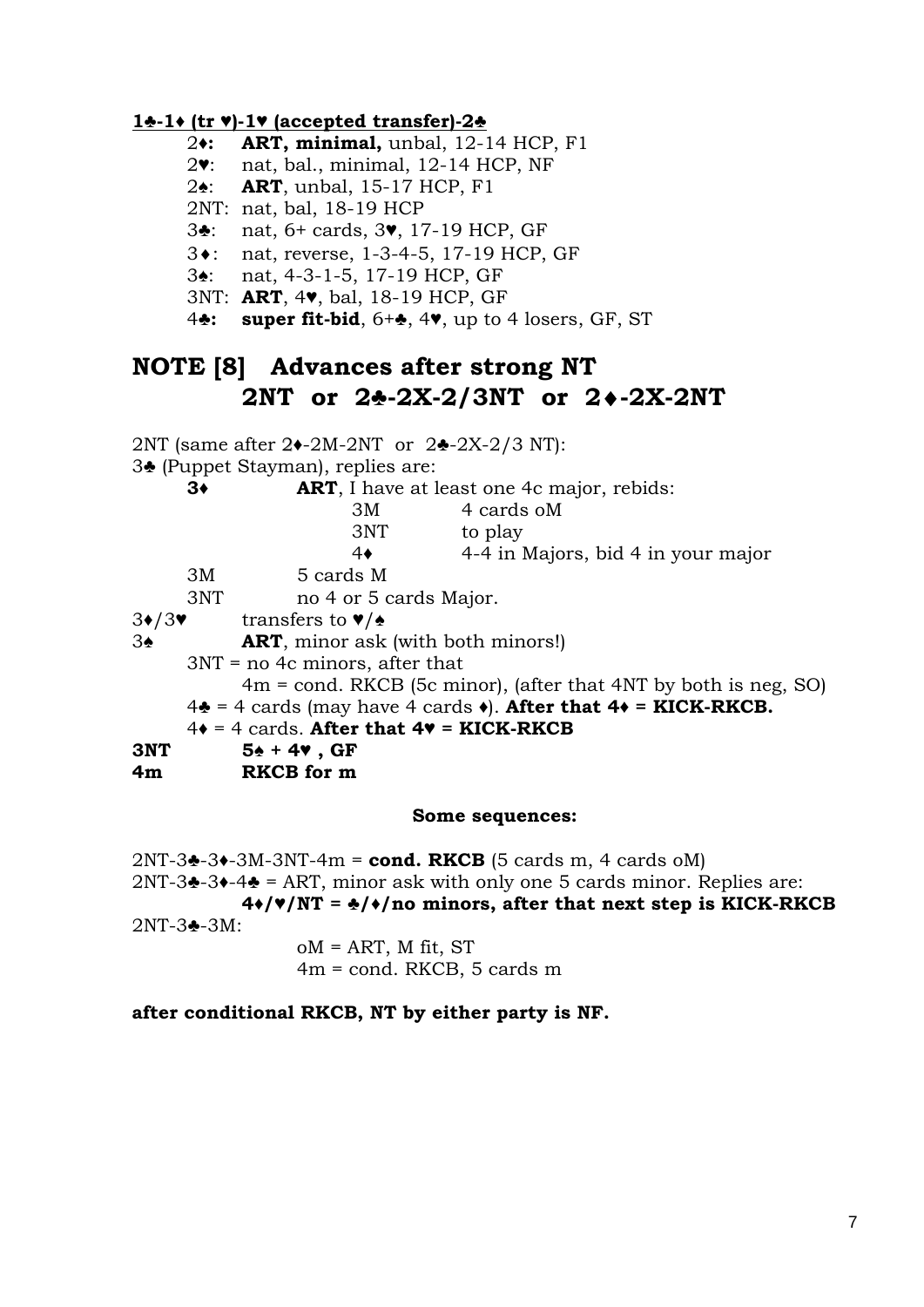**<u>1♣-1♦ (tr ♥)-1♥ (accepted transfer)-2♣</u>**

- 2♦: **ART, minimal,** unbal, 12-14 HCP, F1
- 2♥: nat, bal., minimal, 12-14 HCP, NF
- 2♠: **ART**, unbal, 15-17 HCP, F1
- 2NT: nat, bal, 18-19 HCP
- 3♣: nat, 6+ cards, 3♥, 17-19 HCP, GF
- 3♦: nat, reverse, 1-3-4-5, 17-19 HCP, GF
- 3♠: nat, 4-3-1-5, 17-19 HCP, GF
- 3NT: **ART**, 4♥, bal, 18-19 HCP, GF
- 4♣: **super fit-bid**, 6+♣, 4♥, up to 4 losers, GF, ST

# NOTE [8] Advances after strong NT 2NT or 2♣-2X-2/3NT or 2♦-2X-2NT

2NT (same after 2♦-2M-2NT or 2♣-2X-2/3 NT):

3♣ (Puppet Stayman), replies are:

- **3♦** **ART**, I have at least one 4c major, rebids:
  - 3M 4 cards oM
  - 3NT to play
  - 4♦ 4-4 in Majors, bid 4 in your major
- 3M 5 cards M
- 3NT no 4 or 5 cards Major.

3♦/3♥ transfers to ♥/♠

3♠ **ART**, minor ask (with both minors!)

- 3NT = no 4c minors, after that
  - 4m = cond. RKCB (5c minor), (after that 4NT by both is neg, SO)
- 4♣ = 4 cards (may have 4 cards ♦). **After that 4♦ = KICK-RKCB.**
- 4♦ = 4 cards. **After that 4♥ = KICK-RKCB**

**3NT** **5♠ + 4♥ , GF**

**4m** **RKCB for m**

**Some sequences:**

2NT-3♣-3♦-3M-3NT-4m = **cond. RKCB** (5 cards m, 4 cards oM)

2NT-3♣-3♦-4♣ = ART, minor ask with only one 5 cards minor. Replies are:

**4♦/♥/NT = ♣/♦/no minors, after that next step is KICK-RKCB**

2NT-3♣-3M:

- oM = ART, M fit, ST
- 4m = cond. RKCB, 5 cards m

**after conditional RKCB, NT by either party is NF.**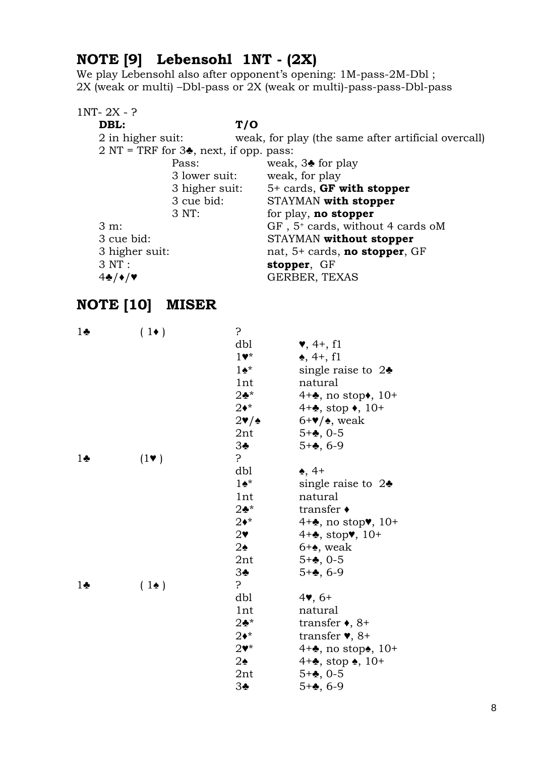## NOTE [9] Lebensohl 1NT - (2X)

We play Lebensohl also after opponent's opening: 1M-pass-2M-Dbl ;
2X (weak or multi) –Dbl-pass or 2X (weak or multi)-pass-pass-Dbl-pass

1NT- 2X - ?

| | | |
|---|---|---|
| **DBL:** | | **T/O** |
| 2 in higher suit: | | weak, for play (the same after artificial overcall) |
| 2 NT = TRF for 3♣, next, if opp. pass: | | |
| | Pass: | weak, 3♣ for play |
| | 3 lower suit: | weak, for play |
| | 3 higher suit: | 5+ cards, **GF with stopper** |
| | 3 cue bid: | STAYMAN **with stopper** |
| | 3 NT: | for play, **no stopper** |
| 3 m: | | GF , 5+ cards, without 4 cards oM |
| 3 cue bid: | | STAYMAN **without stopper** |
| 3 higher suit: | | nat, 5+ cards, **no stopper**, GF |
| 3 NT : | | **stopper**, GF |
| 4♣/♦/♥ | | GERBER, TEXAS |

## NOTE [10] MISER

| | | | |
|---|---|---|---|
| 1♣ | ( 1♦ ) | ? | |
| | | dbl | ♥, 4+, f1 |
| | | 1♥* | ♠, 4+, f1 |
| | | 1♠* | single raise to 2♣ |
| | | 1nt | natural |
| | | 2♣* | 4+♣, no stop♦, 10+ |
| | | 2♦* | 4+♣, stop ♦, 10+ |
| | | 2♥/♠ | 6+♥/♠, weak |
| | | 2nt | 5+♣, 0-5 |
| | | 3♣ | 5+♣, 6-9 |
| 1♣ | (1♥ ) | ? | |
| | | dbl | ♠, 4+ |
| | | 1♠* | single raise to 2♣ |
| | | 1nt | natural |
| | | 2♣* | transfer ♦ |
| | | 2♦* | 4+♣, no stop♥, 10+ |
| | | 2♥ | 4+♣, stop♥, 10+ |
| | | 2♠ | 6+♠, weak |
| | | 2nt | 5+♣, 0-5 |
| | | 3♣ | 5+♣, 6-9 |
| 1♣ | ( 1♠ ) | ? | |
| | | dbl | 4♥, 6+ |
| | | 1nt | natural |
| | | 2♣* | transfer ♦, 8+ |
| | | 2♦* | transfer ♥, 8+ |
| | | 2♥* | 4+♣, no stop♠, 10+ |
| | | 2♠ | 4+♣, stop ♠, 10+ |
| | | 2nt | 5+♣, 0-5 |
| | | 3♣ | 5+♣, 6-9 |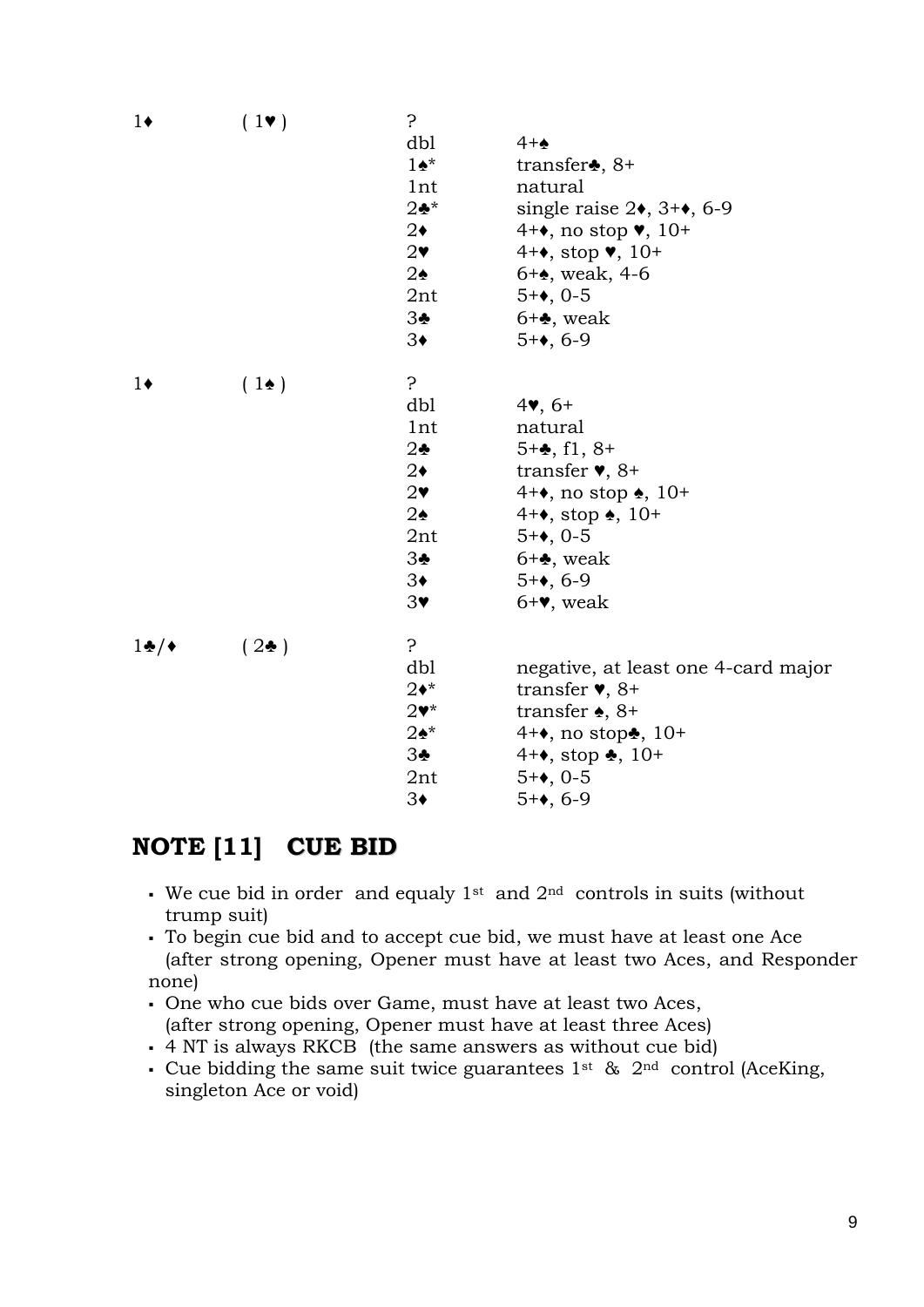| | | | |
|---|---|---|---|
| 1♦ | ( 1♥ ) | ? | |
| | | dbl | 4+♠ |
| | | 1♠* | transfer♣, 8+ |
| | | 1nt | natural |
| | | 2♣* | single raise 2♦, 3+♦, 6-9 |
| | | 2♦ | 4+♦, no stop ♥, 10+ |
| | | 2♥ | 4+♦, stop ♥, 10+ |
| | | 2♠ | 6+♠, weak, 4-6 |
| | | 2nt | 5+♦, 0-5 |
| | | 3♣ | 6+♣, weak |
| | | 3♦ | 5+♦, 6-9 |
| 1♦ | ( 1♠ ) | ? | |
| | | dbl | 4♥, 6+ |
| | | 1nt | natural |
| | | 2♣ | 5+♣, f1, 8+ |
| | | 2♦ | transfer ♥, 8+ |
| | | 2♥ | 4+♦, no stop ♠, 10+ |
| | | 2♠ | 4+♦, stop ♠, 10+ |
| | | 2nt | 5+♦, 0-5 |
| | | 3♣ | 6+♣, weak |
| | | 3♦ | 5+♦, 6-9 |
| | | 3♥ | 6+♥, weak |
| 1♣/♦ | ( 2♣ ) | ? | |
| | | dbl | negative, at least one 4-card major |
| | | 2♦* | transfer ♥, 8+ |
| | | 2♥* | transfer ♠, 8+ |
| | | 2♠* | 4+♦, no stop♣, 10+ |
| | | 3♣ | 4+♦, stop ♣, 10+ |
| | | 2nt | 5+♦, 0-5 |
| | | 3♦ | 5+♦, 6-9 |

## NOTE [11] CUE BID

- We cue bid in order and equaly 1st and 2nd controls in suits (without trump suit)
- To begin cue bid and to accept cue bid, we must have at least one Ace (after strong opening, Opener must have at least two Aces, and Responder none)
- One who cue bids over Game, must have at least two Aces, (after strong opening, Opener must have at least three Aces)
- 4 NT is always RKCB (the same answers as without cue bid)
- Cue bidding the same suit twice guarantees 1st & 2nd control (AceKing, singleton Ace or void)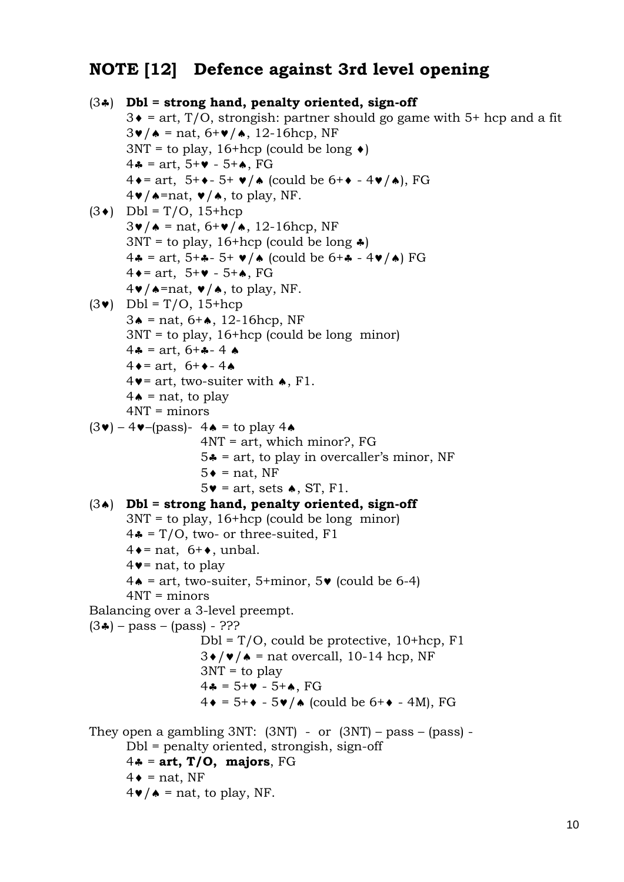## NOTE [12] Defence against 3rd level opening

(3♣) **Dbl = strong hand, penalty oriented, sign-off**

- 3♦ = art, T/O, strongish: partner should go game with 5+ hcp and a fit
- 3♥/♠ = nat, 6+♥/♠, 12-16hcp, NF
- 3NT = to play, 16+hcp (could be long ♦)
- 4♣ = art, 5+♥ - 5+♠, FG
- 4♦= art, 5+♦- 5+ ♥/♠ (could be 6+♦ - 4♥/♠), FG
- 4♥/♠=nat, ♥/♠, to play, NF.

(3♦) Dbl = T/O, 15+hcp

- 3♥/♠ = nat, 6+♥/♠, 12-16hcp, NF
- 3NT = to play, 16+hcp (could be long ♣)
- 4♣ = art, 5+♣- 5+ ♥/♠ (could be 6+♣ - 4♥/♠) FG
- 4♦= art, 5+♥ - 5+♠, FG
- 4♥/♠=nat, ♥/♠, to play, NF.

(3♥) Dbl = T/O, 15+hcp

- 3♠ = nat, 6+♠, 12-16hcp, NF
- 3NT = to play, 16+hcp (could be long minor)
- 4♣ = art, 6+♣- 4 ♠
- 4♦= art, 6+♦- 4♠
- 4♥= art, two-suiter with ♠, F1.
- 4♠ = nat, to play
- 4NT = minors

(3♥) – 4♥–(pass)-
- 4♠ = to play 4♠
- 4NT = art, which minor?, FG
- 5♣ = art, to play in overcaller's minor, NF
- 5♦ = nat, NF
- 5♥ = art, sets ♠, ST, F1.

(3♠) **Dbl = strong hand, penalty oriented, sign-off**

- 3NT = to play, 16+hcp (could be long minor)
- 4♣ = T/O, two- or three-suited, F1
- 4♦= nat, 6+♦, unbal.
- 4♥= nat, to play
- 4♠ = art, two-suiter, 5+minor, 5♥ (could be 6-4)
- 4NT = minors

Balancing over a 3-level preempt.

(3♣) – pass – (pass) - ???
- Dbl = T/O, could be protective, 10+hcp, F1
- 3♦/♥/♠ = nat overcall, 10-14 hcp, NF
- 3NT = to play
- 4♣ = 5+♥ - 5+♠, FG
- 4♦ = 5+♦ - 5♥/♠ (could be 6+♦ - 4M), FG

They open a gambling 3NT: (3NT) - or (3NT) – pass – (pass) -

- Dbl = penalty oriented, strongish, sign-off
- 4♣ = **art, T/O, majors**, FG
- 4♦ = nat, NF
- 4♥/♠ = nat, to play, NF.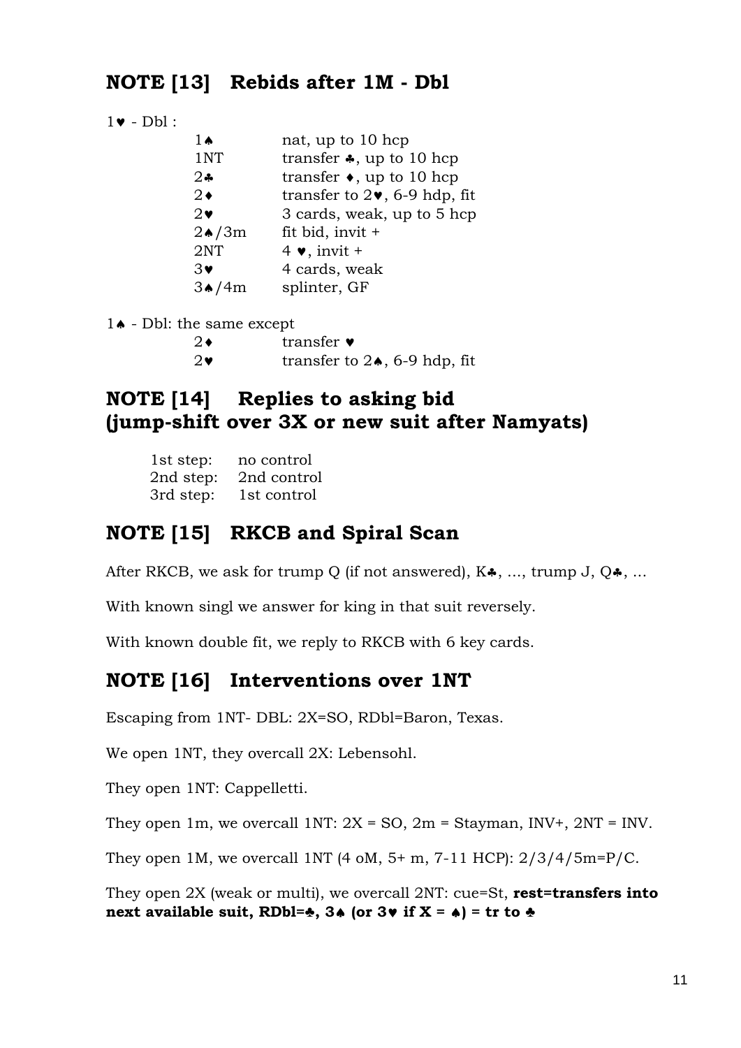## NOTE [13]   Rebids after 1M - Dbl

1♥ - Dbl :

| | |
|---|---|
| 1♠ | nat, up to 10 hcp |
| 1NT | transfer ♣, up to 10 hcp |
| 2♣ | transfer ♦, up to 10 hcp |
| 2♦ | transfer to 2♥, 6-9 hdp, fit |
| 2♥ | 3 cards, weak, up to 5 hcp |
| 2♠/3m | fit bid, invit + |
| 2NT | 4 ♥, invit + |
| 3♥ | 4 cards, weak |
| 3♠/4m | splinter, GF |

1♠ - Dbl: the same except

| | |
|---|---|
| 2♦ | transfer ♥ |
| 2♥ | transfer to 2♠, 6-9 hdp, fit |

## NOTE [14]   Replies to asking bid (jump-shift over 3X or new suit after Namyats)

| | |
|---|---|
| 1st step: | no control |
| 2nd step: | 2nd control |
| 3rd step: | 1st control |

## NOTE [15]   RKCB and Spiral Scan

After RKCB, we ask for trump Q (if not answered), K♣, ..., trump J, Q♣, ...

With known singl we answer for king in that suit reversely.

With known double fit, we reply to RKCB with 6 key cards.

## NOTE [16]   Interventions over 1NT

Escaping from 1NT- DBL: 2X=SO, RDbl=Baron, Texas.

We open 1NT, they overcall 2X: Lebensohl.

They open 1NT: Cappelletti.

They open 1m, we overcall 1NT: 2X = SO, 2m = Stayman, INV+, 2NT = INV.

They open 1M, we overcall 1NT (4 oM, 5+ m, 7-11 HCP): 2/3/4/5m=P/C.

They open 2X (weak or multi), we overcall 2NT: cue=St, **rest=transfers into next available suit, RDbl=♣, 3♠ (or 3♥ if X = ♠) = tr to ♣**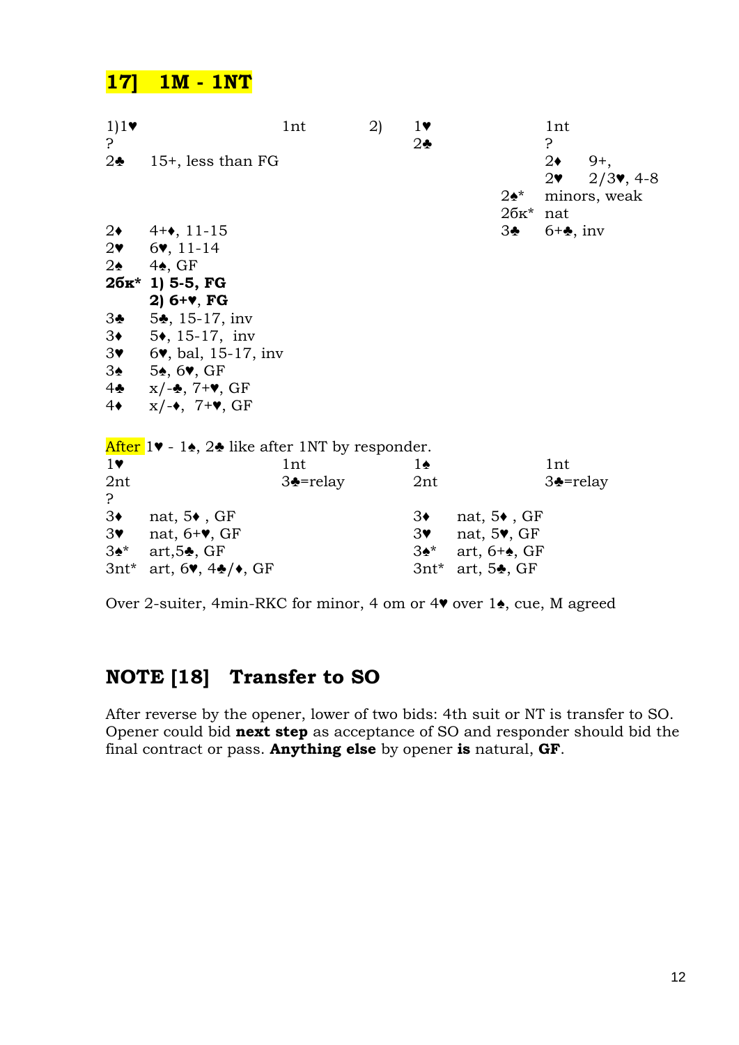## 17] 1M - 1NT

| 1) 1♥ | | 1nt | 2) | 1♥ | | 1nt | |
|---|---|---|---|---|---|---|---|
| ? | | | | 2♣ | | ? | |
| 2♣ | 15+, less than FG | | | | | 2♦ | 9+, |
| | | | | | | 2♥ | 2/3♥, 4-8 |
| | | | | | 2♠* | minors, weak | |
| | | | | | 2бк* | nat | |
| 2♦ | 4+♦, 11-15 | | | | 3♣ | 6+♣, inv | |
| 2♥ | 6♥, 11-14 | | | | | | |
| 2♠ | 4♠, GF | | | | | | |
| **2бк*** | **1) 5-5, FG** | | | | | | |
| | **2) 6+♥, FG** | | | | | | |
| 3♣ | 5♣, 15-17, inv | | | | | | |
| 3♦ | 5♦, 15-17, inv | | | | | | |
| 3♥ | 6♥, bal, 15-17, inv | | | | | | |
| 3♠ | 5♠, 6♥, GF | | | | | | |
| 4♣ | x/-♣, 7+♥, GF | | | | | | |
| 4♦ | x/-♦, 7+♥, GF | | | | | | |

After 1♥ - 1♠, 2♣ like after 1NT by responder.

| 1♥ | | 1nt | 1♠ | | 1nt |
|---|---|---|---|---|---|
| 2nt | | 3♣=relay | 2nt | | 3♣=relay |
| ? | | | | | |
| 3♦ | nat, 5♦, GF | | 3♦ | nat, 5♦, GF | |
| 3♥ | nat, 6+♥, GF | | 3♥ | nat, 5♥, GF | |
| 3♠* | art, 5♣, GF | | 3♠* | art, 6+♠, GF | |
| 3nt* | art, 6♥, 4♣/♦, GF | | 3nt* | art, 5♣, GF | |

Over 2-suiter, 4min-RKC for minor, 4 om or 4♥ over 1♠, cue, M agreed

## NOTE [18] Transfer to SO

After reverse by the opener, lower of two bids: 4th suit or NT is transfer to SO. Opener could bid **next step** as acceptance of SO and responder should bid the final contract or pass. **Anything else** by opener **is** natural, **GF**.